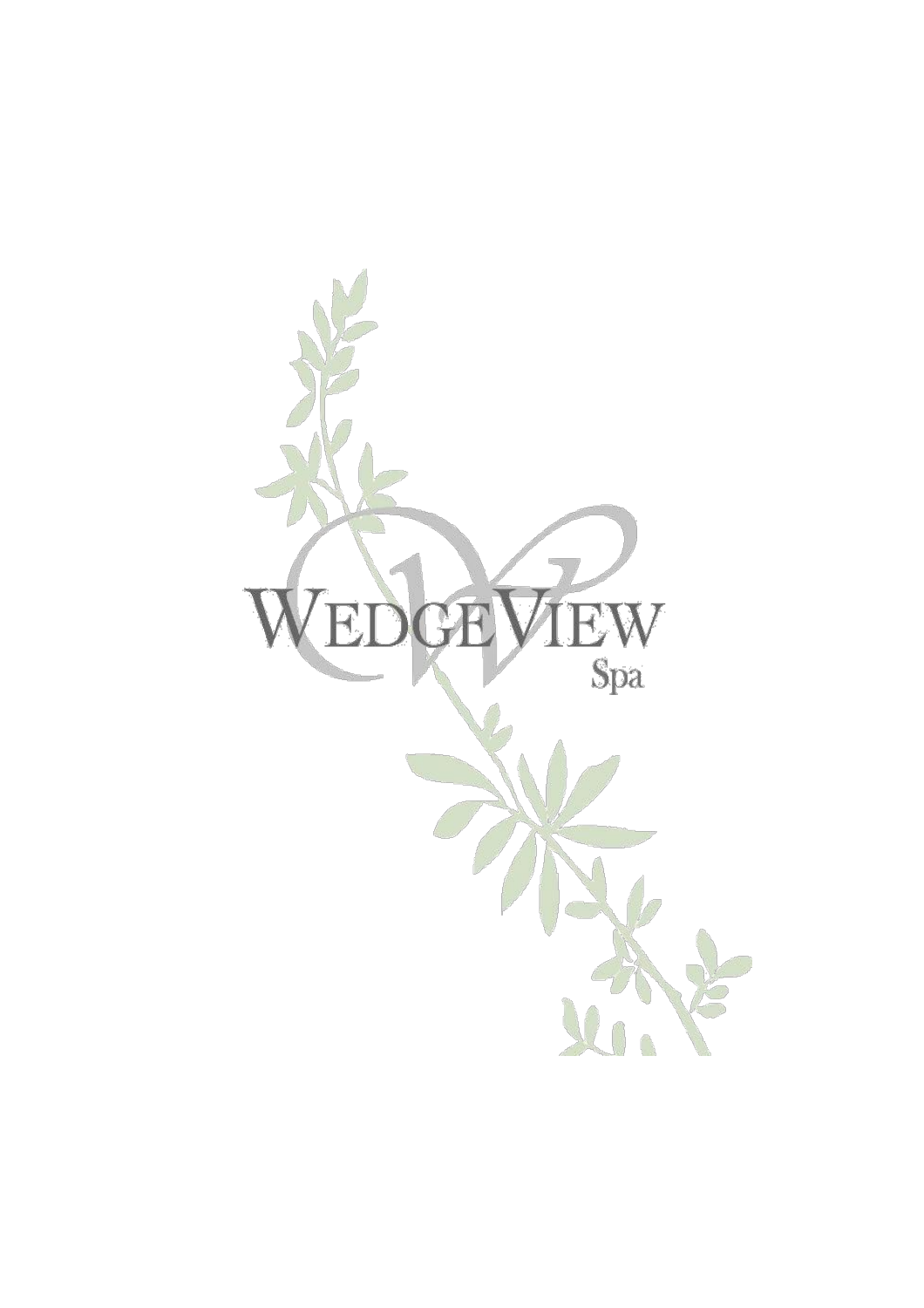# WEDGEVIEW

Spa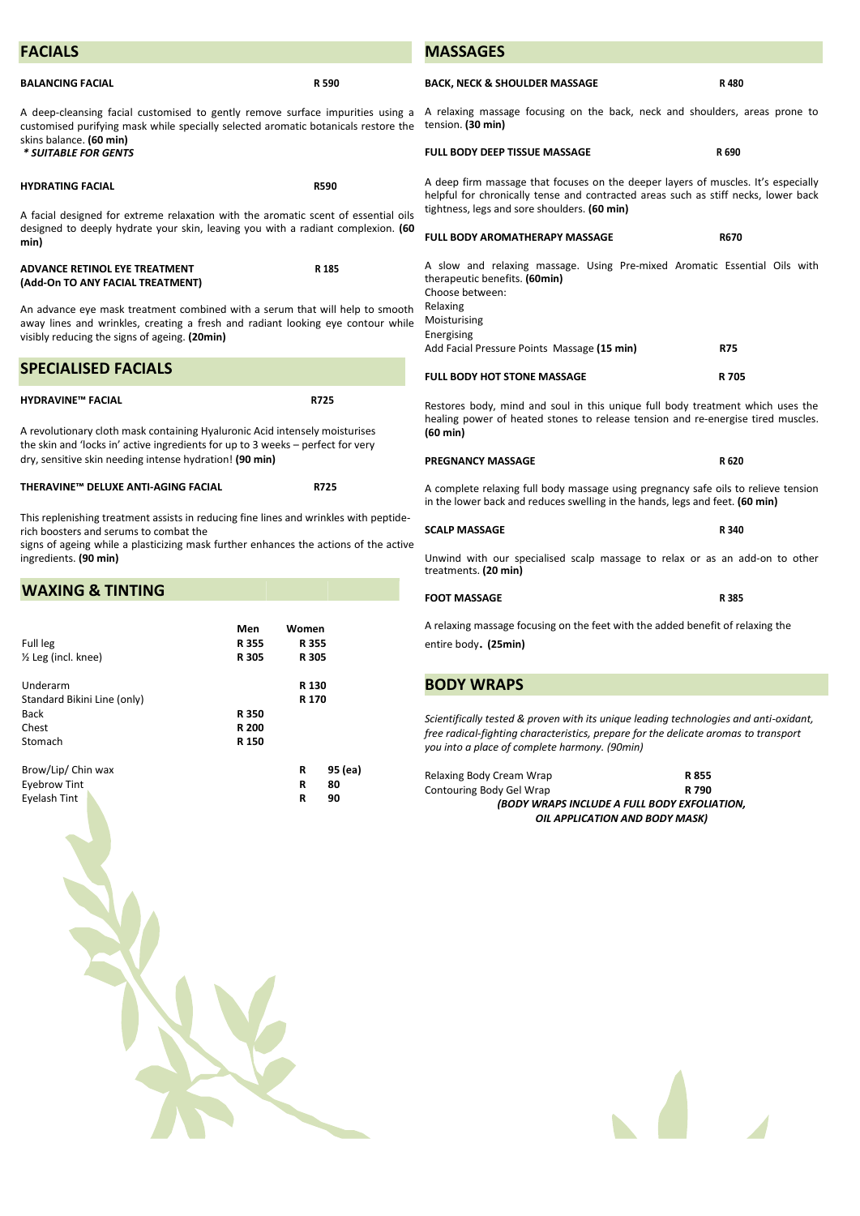## FACIALS

**BALANCING FACIAL** **R 590**

A deep-cleansing facial customised to gently remove surface impurities using a customised purifying mask while specially selected aromatic botanicals restore the skins balance. **(60 min)**
***\* SUITABLE FOR GENTS***

**HYDRATING FACIAL** **R590**

A facial designed for extreme relaxation with the aromatic scent of essential oils designed to deeply hydrate your skin, leaving you with a radiant complexion. **(60 min)**

**ADVANCE RETINOL EYE TREATMENT (Add-On TO ANY FACIAL TREATMENT)** **R 185**

An advance eye mask treatment combined with a serum that will help to smooth away lines and wrinkles, creating a fresh and radiant looking eye contour while visibly reducing the signs of ageing. **(20min)**

## SPECIALISED FACIALS

**HYDRAVINE™ FACIAL** **R725**

A revolutionary cloth mask containing Hyaluronic Acid intensely moisturises the skin and 'locks in' active ingredients for up to 3 weeks – perfect for very dry, sensitive skin needing intense hydration! **(90 min)**

**THERAVINE™ DELUXE ANTI-AGING FACIAL** **R725**

This replenishing treatment assists in reducing fine lines and wrinkles with peptide-rich boosters and serums to combat the
signs of ageing while a plasticizing mask further enhances the actions of the active ingredients. **(90 min)**

## WAXING & TINTING

| | Men | Women |
|---|---|---|
| Full leg | R 355 | R 355 |
| ½ Leg (incl. knee) | R 305 | R 305 |
| Underarm | | R 130 |
| Standard Bikini Line (only) | | R 170 |
| Back | R 350 | |
| Chest | R 200 | |
| Stomach | R 150 | |
| Brow/Lip/ Chin wax | | R 95 (ea) |
| Eyebrow Tint | | R 80 |
| Eyelash Tint | | R 90 |

## MASSAGES

**BACK, NECK & SHOULDER MASSAGE** **R 480**

A relaxing massage focusing on the back, neck and shoulders, areas prone to tension. **(30 min)**

**FULL BODY DEEP TISSUE MASSAGE** **R 690**

A deep firm massage that focuses on the deeper layers of muscles. It's especially helpful for chronically tense and contracted areas such as stiff necks, lower back tightness, legs and sore shoulders. **(60 min)**

**FULL BODY AROMATHERAPY MASSAGE** **R670**

A slow and relaxing massage. Using Pre-mixed Aromatic Essential Oils with therapeutic benefits. **(60min)**
Choose between:
Relaxing
Moisturising
Energising
Add Facial Pressure Points Massage **(15 min)** **R75**

**FULL BODY HOT STONE MASSAGE** **R 705**

Restores body, mind and soul in this unique full body treatment which uses the healing power of heated stones to release tension and re-energise tired muscles. **(60 min)**

**PREGNANCY MASSAGE** **R 620**

A complete relaxing full body massage using pregnancy safe oils to relieve tension in the lower back and reduces swelling in the hands, legs and feet. **(60 min)**

**SCALP MASSAGE** **R 340**

Unwind with our specialised scalp massage to relax or as an add-on to other treatments. **(20 min)**

**FOOT MASSAGE** **R 385**

A relaxing massage focusing on the feet with the added benefit of relaxing the entire body**. (25min)**

## BODY WRAPS

*Scientifically tested & proven with its unique leading technologies and anti-oxidant, free radical-fighting characteristics, prepare for the delicate aromas to transport you into a place of complete harmony. (90min)*

Relaxing Body Cream Wrap **R 855**
Contouring Body Gel Wrap **R 790**

***(BODY WRAPS INCLUDE A FULL BODY EXFOLIATION, OIL APPLICATION AND BODY MASK)***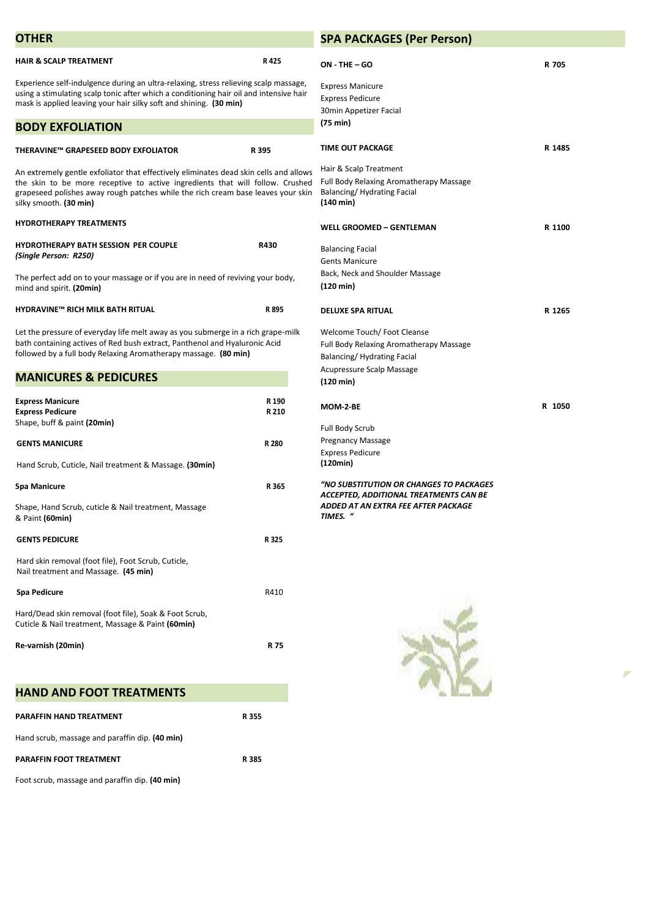## OTHER

**HAIR & SCALP TREATMENT** **R 425**

Experience self-indulgence during an ultra-relaxing, stress relieving scalp massage, using a stimulating scalp tonic after which a conditioning hair oil and intensive hair mask is applied leaving your hair silky soft and shining. **(30 min)**

## BODY EXFOLIATION

**THERAVINE™ GRAPESEED BODY EXFOLIATOR** **R 395**

An extremely gentle exfoliator that effectively eliminates dead skin cells and allows the skin to be more receptive to active ingredients that will follow. Crushed grapeseed polishes away rough patches while the rich cream base leaves your skin silky smooth. **(30 min)**

**HYDROTHERAPY TREATMENTS**

**HYDROTHERAPY BATH SESSION PER COUPLE** **R430**
***(Single Person: R250)***

The perfect add on to your massage or if you are in need of reviving your body, mind and spirit. **(20min)**

**HYDRAVINE™ RICH MILK BATH RITUAL** **R 895**

Let the pressure of everyday life melt away as you submerge in a rich grape-milk bath containing actives of Red bush extract, Panthenol and Hyaluronic Acid followed by a full body Relaxing Aromatherapy massage. **(80 min)**

## MANICURES & PEDICURES

**Express Manicure** **R 190**
**Express Pedicure** **R 210**
Shape, buff & paint **(20min)**

**GENTS MANICURE** **R 280**

Hand Scrub, Cuticle, Nail treatment & Massage. **(30min)**

**Spa Manicure** **R 365**

Shape, Hand Scrub, cuticle & Nail treatment, Massage & Paint **(60min)**

**GENTS PEDICURE** **R 325**

Hard skin removal (foot file), Foot Scrub, Cuticle, Nail treatment and Massage. **(45 min)**

**Spa Pedicure** R410

Hard/Dead skin removal (foot file), Soak & Foot Scrub, Cuticle & Nail treatment, Massage & Paint **(60min)**

**Re-varnish (20min)** **R 75**

## HAND AND FOOT TREATMENTS

**PARAFFIN HAND TREATMENT** **R 355**

Hand scrub, massage and paraffin dip. **(40 min)**

**PARAFFIN FOOT TREATMENT** **R 385**

Foot scrub, massage and paraffin dip. **(40 min)**

## SPA PACKAGES (Per Person)

**ON - THE – GO** **R 705**

Express Manicure
Express Pedicure
30min Appetizer Facial
**(75 min)**

**TIME OUT PACKAGE** **R 1485**

Hair & Scalp Treatment
Full Body Relaxing Aromatherapy Massage
Balancing/ Hydrating Facial
**(140 min)**

**WELL GROOMED – GENTLEMAN** **R 1100**

Balancing Facial
Gents Manicure
Back, Neck and Shoulder Massage
**(120 min)**

**DELUXE SPA RITUAL** **R 1265**

Welcome Touch/ Foot Cleanse
Full Body Relaxing Aromatherapy Massage
Balancing/ Hydrating Facial
Acupressure Scalp Massage
**(120 min)**

**MOM-2-BE** **R 1050**

Full Body Scrub
Pregnancy Massage
Express Pedicure
**(120min)**

***"NO SUBSTITUTION OR CHANGES TO PACKAGES ACCEPTED, ADDITIONAL TREATMENTS CAN BE ADDED AT AN EXTRA FEE AFTER PACKAGE TIMES. "***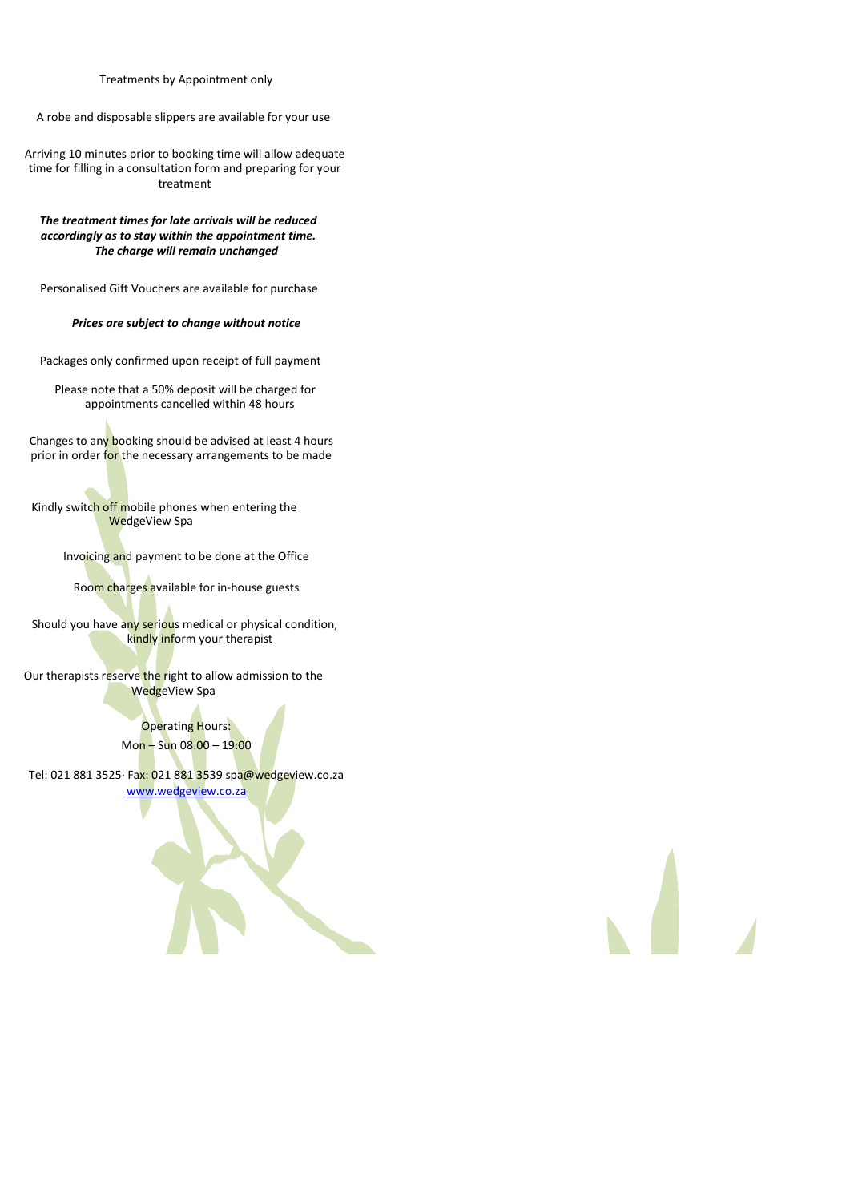Treatments by Appointment only

A robe and disposable slippers are available for your use

Arriving 10 minutes prior to booking time will allow adequate time for filling in a consultation form and preparing for your treatment

***The treatment times for late arrivals will be reduced accordingly as to stay within the appointment time. The charge will remain unchanged***

Personalised Gift Vouchers are available for purchase

***Prices are subject to change without notice***

Packages only confirmed upon receipt of full payment

Please note that a 50% deposit will be charged for appointments cancelled within 48 hours

Changes to any booking should be advised at least 4 hours prior in order for the necessary arrangements to be made

Kindly switch off mobile phones when entering the WedgeView Spa

Invoicing and payment to be done at the Office

Room charges available for in-house guests

Should you have any serious medical or physical condition, kindly inform your therapist

Our therapists reserve the right to allow admission to the WedgeView Spa

Operating Hours:
Mon – Sun 08:00 – 19:00

Tel: 021 881 3525· Fax: 021 881 3539 spa@wedgeview.co.za
www.wedgeview.co.za